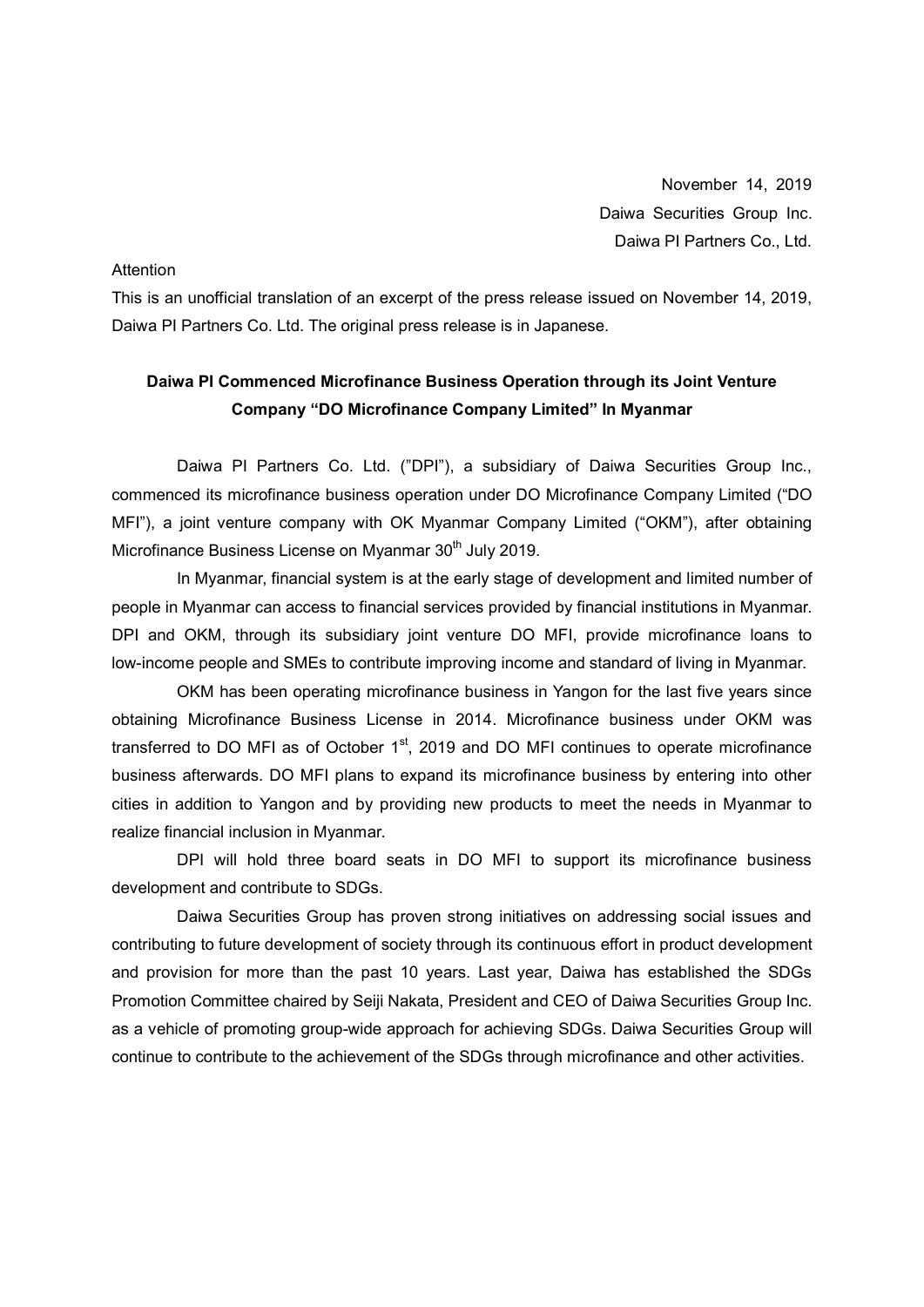November 14, 2019
Daiwa Securities Group Inc.
Daiwa PI Partners Co., Ltd.

Attention

This is an unofficial translation of an excerpt of the press release issued on November 14, 2019, Daiwa PI Partners Co. Ltd. The original press release is in Japanese.

## Daiwa PI Commenced Microfinance Business Operation through its Joint Venture Company "DO Microfinance Company Limited" In Myanmar

Daiwa PI Partners Co. Ltd. ("DPI"), a subsidiary of Daiwa Securities Group Inc., commenced its microfinance business operation under DO Microfinance Company Limited ("DO MFI"), a joint venture company with OK Myanmar Company Limited ("OKM"), after obtaining Microfinance Business License on Myanmar 30th July 2019.

In Myanmar, financial system is at the early stage of development and limited number of people in Myanmar can access to financial services provided by financial institutions in Myanmar. DPI and OKM, through its subsidiary joint venture DO MFI, provide microfinance loans to low-income people and SMEs to contribute improving income and standard of living in Myanmar.

OKM has been operating microfinance business in Yangon for the last five years since obtaining Microfinance Business License in 2014. Microfinance business under OKM was transferred to DO MFI as of October 1st, 2019 and DO MFI continues to operate microfinance business afterwards. DO MFI plans to expand its microfinance business by entering into other cities in addition to Yangon and by providing new products to meet the needs in Myanmar to realize financial inclusion in Myanmar.

DPI will hold three board seats in DO MFI to support its microfinance business development and contribute to SDGs.

Daiwa Securities Group has proven strong initiatives on addressing social issues and contributing to future development of society through its continuous effort in product development and provision for more than the past 10 years. Last year, Daiwa has established the SDGs Promotion Committee chaired by Seiji Nakata, President and CEO of Daiwa Securities Group Inc. as a vehicle of promoting group-wide approach for achieving SDGs. Daiwa Securities Group will continue to contribute to the achievement of the SDGs through microfinance and other activities.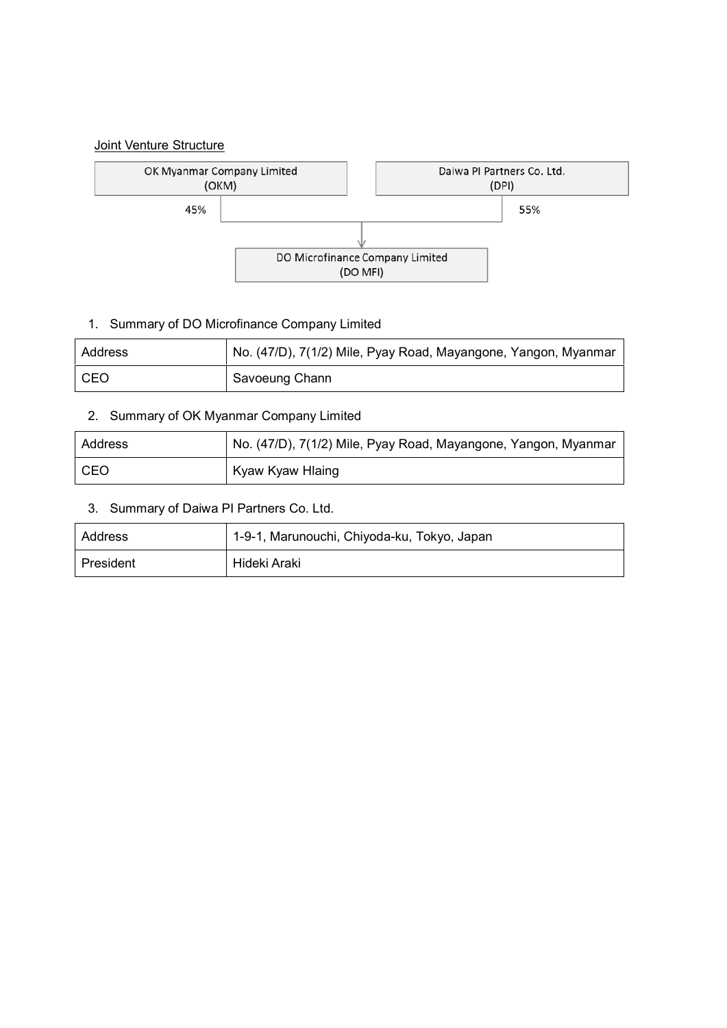Joint Venture Structure

OK Myanmar Company Limited
(OKM)

Daiwa PI Partners Co. Ltd.
(DPI)

45%

55%

DO Microfinance Company Limited
(DO MFI)

1. Summary of DO Microfinance Company Limited

| | |
|---|---|
| Address | No. (47/D), 7(1/2) Mile, Pyay Road, Mayangone, Yangon, Myanmar |
| CEO | Savoeung Chann |

2. Summary of OK Myanmar Company Limited

| | |
|---|---|
| Address | No. (47/D), 7(1/2) Mile, Pyay Road, Mayangone, Yangon, Myanmar |
| CEO | Kyaw Kyaw Hlaing |

3. Summary of Daiwa PI Partners Co. Ltd.

| | |
|---|---|
| Address | 1-9-1, Marunouchi, Chiyoda-ku, Tokyo, Japan |
| President | Hideki Araki |